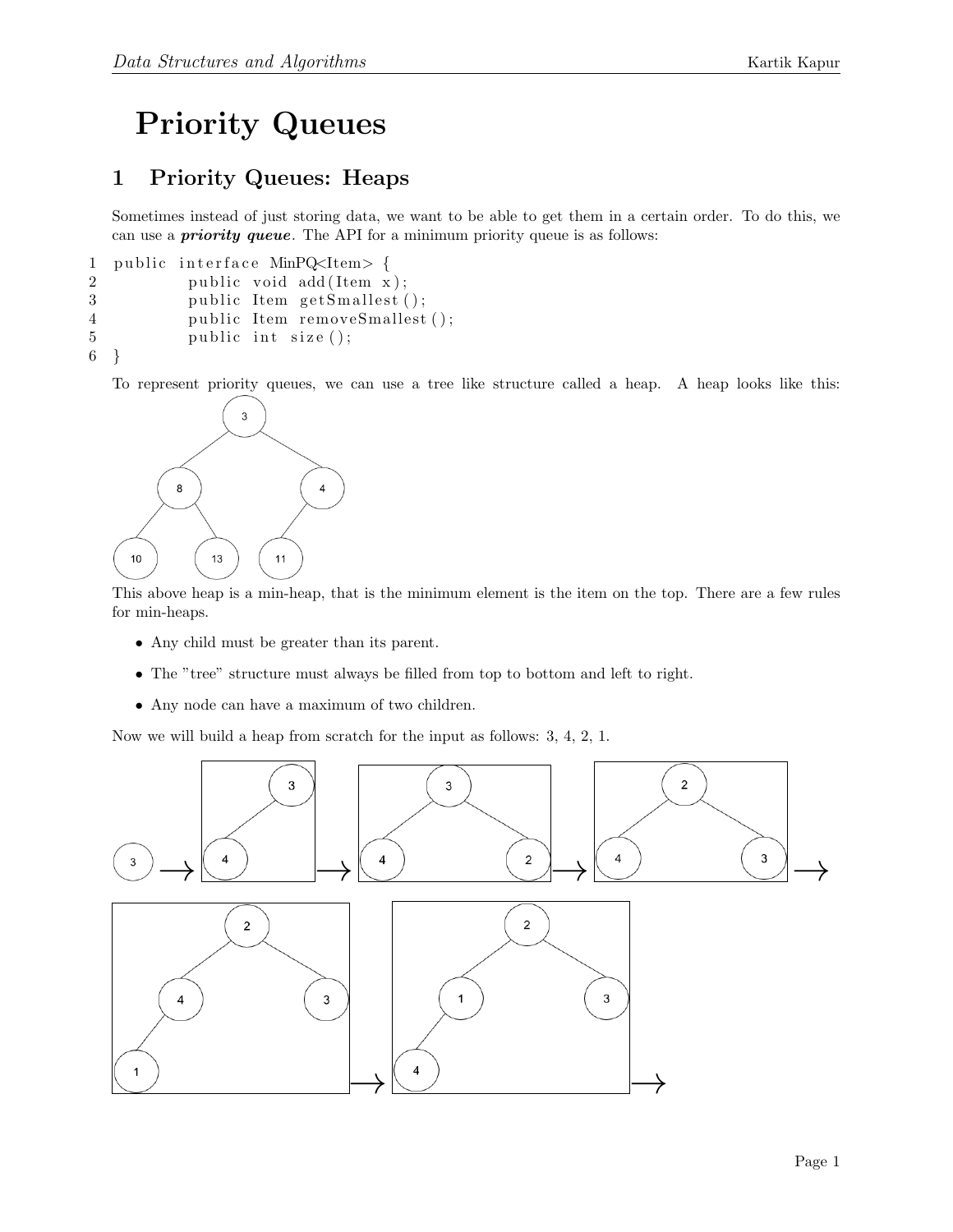# Priority Queues

## 1 Priority Queues: Heaps

Sometimes instead of just storing data, we want to be able to get them in a certain order. To do this, we can use a ***priority queue***. The API for a minimum priority queue is as follows:

```
1 public interface MinPQ<Item> {
2         public void add(Item x);
3         public Item getSmallest();
4         public Item removeSmallest();
5         public int size();
6 }
```

To represent priority queues, we can use a tree like structure called a heap. A heap looks like this:

This above heap is a min-heap, that is the minimum element is the item on the top. There are a few rules for min-heaps.

- Any child must be greater than its parent.
- The "tree" structure must always be filled from top to bottom and left to right.
- Any node can have a maximum of two children.

Now we will build a heap from scratch for the input as follows: 3, 4, 2, 1.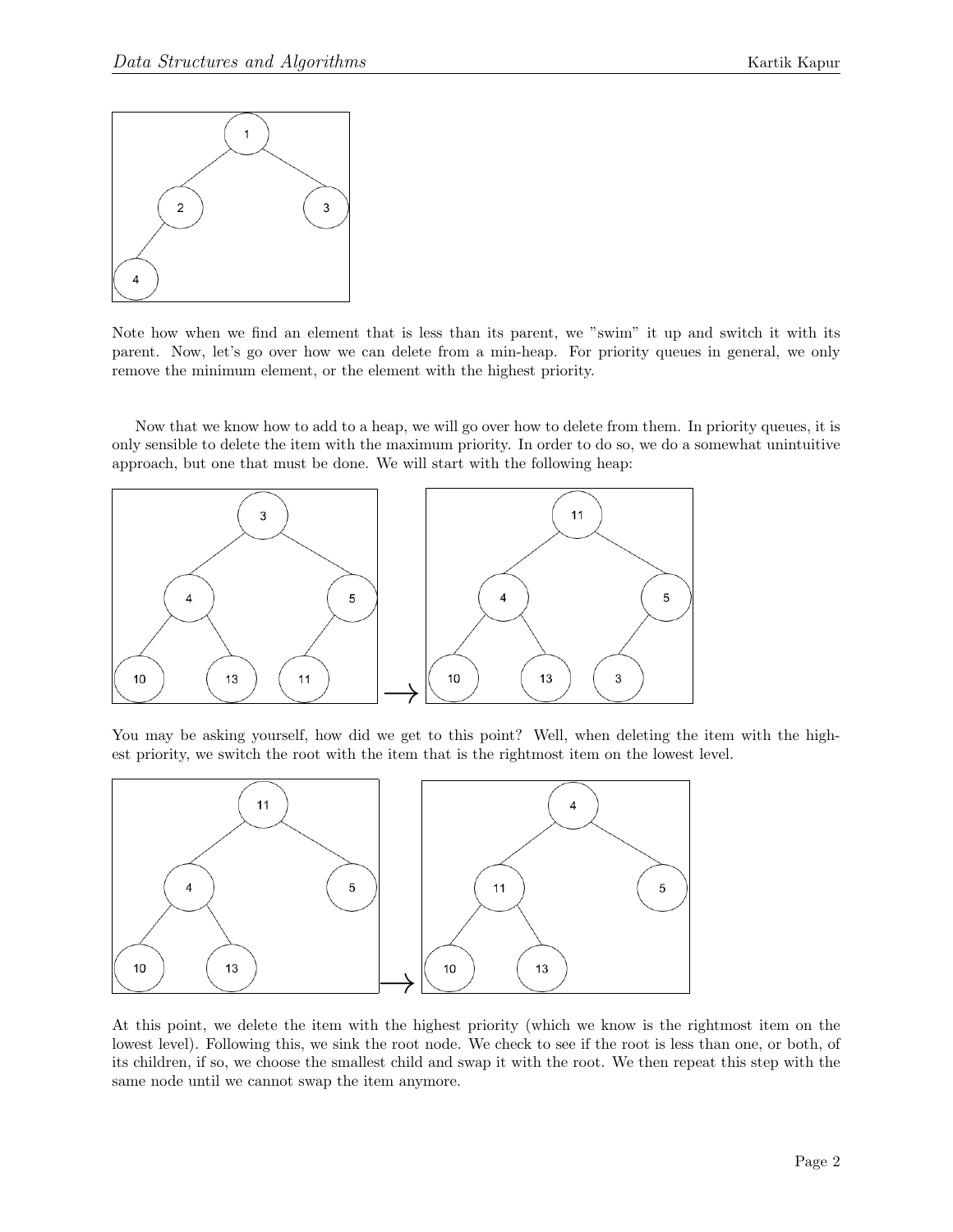Note how when we find an element that is less than its parent, we "swim" it up and switch it with its parent. Now, let's go over how we can delete from a min-heap. For priority queues in general, we only remove the minimum element, or the element with the highest priority.

Now that we know how to add to a heap, we will go over how to delete from them. In priority queues, it is only sensible to delete the item with the maximum priority. In order to do so, we do a somewhat unintuitive approach, but one that must be done. We will start with the following heap:

You may be asking yourself, how did we get to this point? Well, when deleting the item with the highest priority, we switch the root with the item that is the rightmost item on the lowest level.

At this point, we delete the item with the highest priority (which we know is the rightmost item on the lowest level). Following this, we sink the root node. We check to see if the root is less than one, or both, of its children, if so, we choose the smallest child and swap it with the root. We then repeat this step with the same node until we cannot swap the item anymore.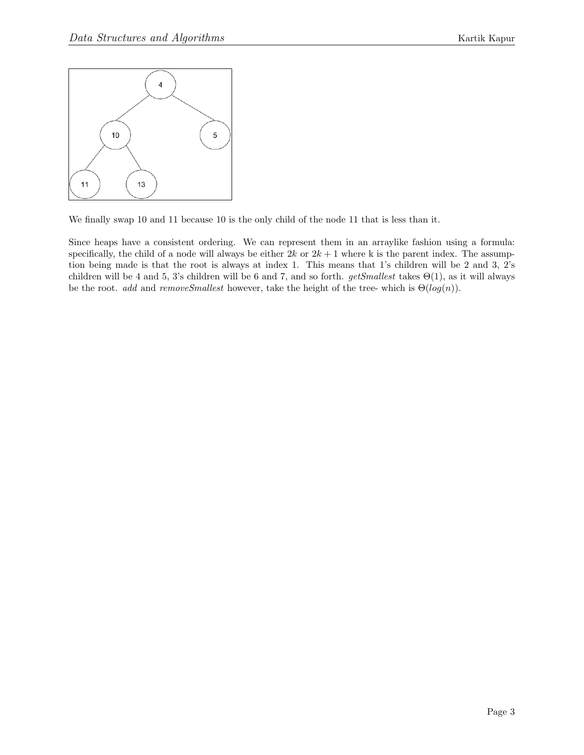We finally swap 10 and 11 because 10 is the only child of the node 11 that is less than it.

Since heaps have a consistent ordering. We can represent them in an arraylike fashion using a formula: specifically, the child of a node will always be either $2k$ or $2k + 1$ where k is the parent index. The assumption being made is that the root is always at index 1. This means that 1's children will be 2 and 3, 2's children will be 4 and 5, 3's children will be 6 and 7, and so forth. *getSmallest* takes $\Theta(1)$, as it will always be the root. *add* and *removeSmallest* however, take the height of the tree- which is $\Theta(log(n))$.